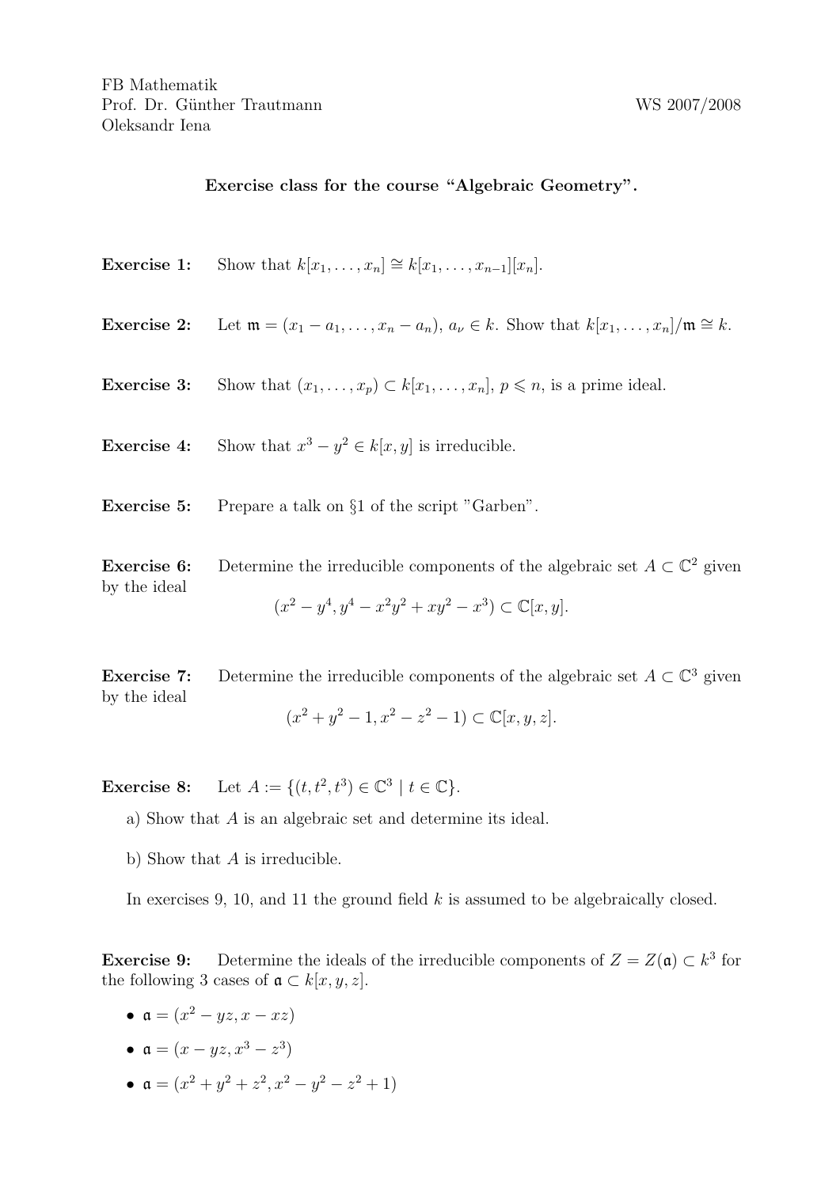FB Mathematik
Prof. Dr. Günther Trautmann
Oleksandr Iena

WS 2007/2008

**Exercise class for the course "Algebraic Geometry".**

**Exercise 1:** Show that $k[x_1, \dots, x_n] \cong k[x_1, \dots, x_{n-1}][x_n]$.

**Exercise 2:** Let $\mathfrak{m} = (x_1 - a_1, \dots, x_n - a_n)$, $a_\nu \in k$. Show that $k[x_1, \dots, x_n]/\mathfrak{m} \cong k$.

**Exercise 3:** Show that $(x_1, \dots, x_p) \subset k[x_1, \dots, x_n]$, $p \leqslant n$, is a prime ideal.

**Exercise 4:** Show that $x^3 - y^2 \in k[x, y]$ is irreducible.

**Exercise 5:** Prepare a talk on §1 of the script "Garben".

**Exercise 6:** Determine the irreducible components of the algebraic set $A \subset \mathbb{C}^2$ given by the ideal

$$(x^2 - y^4, y^4 - x^2y^2 + xy^2 - x^3) \subset \mathbb{C}[x, y].$$

**Exercise 7:** Determine the irreducible components of the algebraic set $A \subset \mathbb{C}^3$ given by the ideal

$$(x^2 + y^2 - 1, x^2 - z^2 - 1) \subset \mathbb{C}[x, y, z].$$

**Exercise 8:** Let $A := \{(t, t^2, t^3) \in \mathbb{C}^3 \mid t \in \mathbb{C}\}$.

a) Show that $A$ is an algebraic set and determine its ideal.

b) Show that $A$ is irreducible.

In exercises 9, 10, and 11 the ground field $k$ is assumed to be algebraically closed.

**Exercise 9:** Determine the ideals of the irreducible components of $Z = Z(\mathfrak{a}) \subset k^3$ for the following 3 cases of $\mathfrak{a} \subset k[x, y, z]$.

- $\mathfrak{a} = (x^2 - yz, x - xz)$
- $\mathfrak{a} = (x - yz, x^3 - z^3)$
- $\mathfrak{a} = (x^2 + y^2 + z^2, x^2 - y^2 - z^2 + 1)$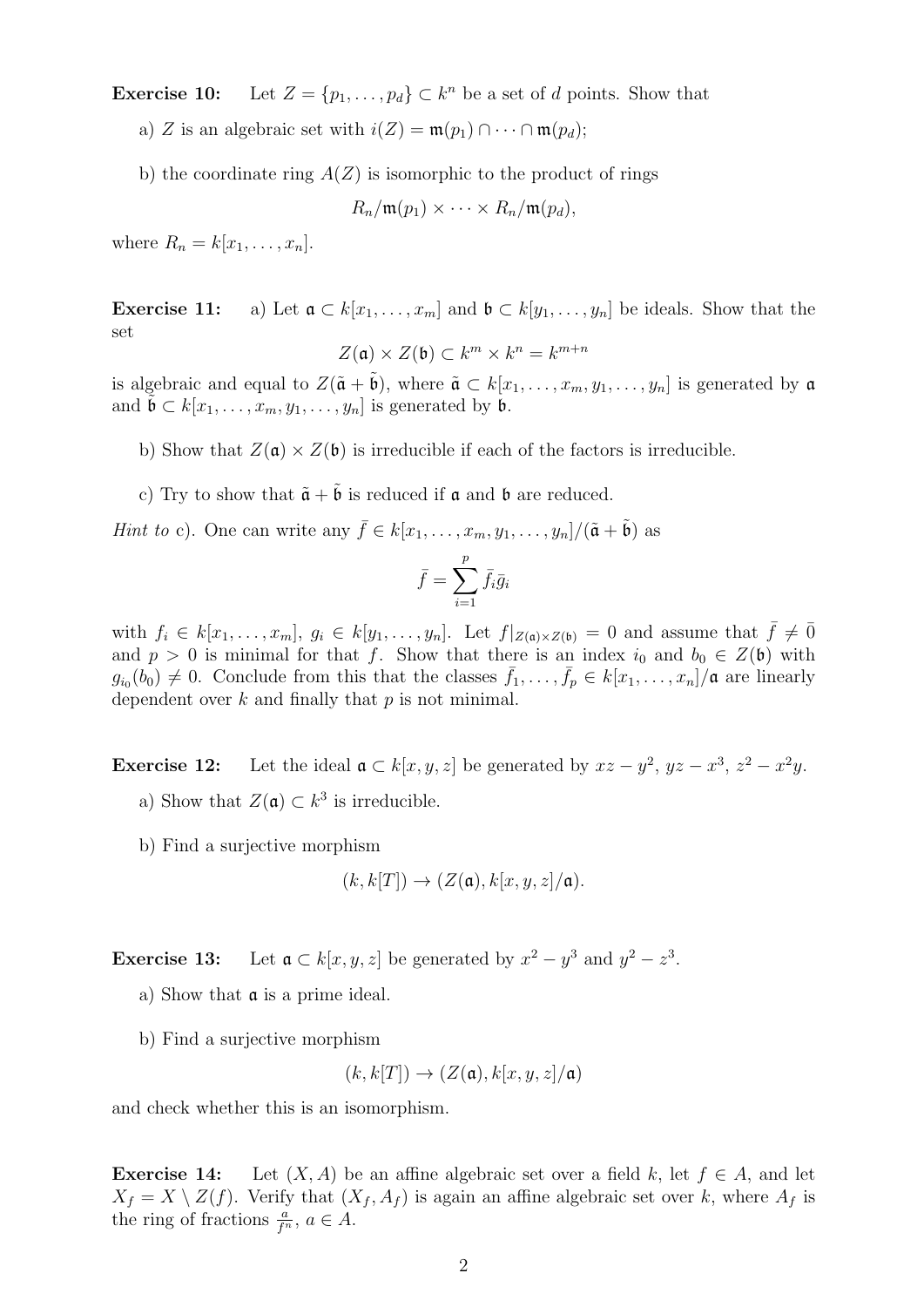**Exercise 10:** Let $Z = \{p_1, \dots, p_d\} \subset k^n$ be a set of $d$ points. Show that

a) $Z$ is an algebraic set with $i(Z) = \mathfrak{m}(p_1) \cap \cdots \cap \mathfrak{m}(p_d)$;

b) the coordinate ring $A(Z)$ is isomorphic to the product of rings

$$R_n/\mathfrak{m}(p_1) \times \cdots \times R_n/\mathfrak{m}(p_d),$$

where $R_n = k[x_1, \dots, x_n]$.

**Exercise 11:** a) Let $\mathfrak{a} \subset k[x_1, \dots, x_m]$ and $\mathfrak{b} \subset k[y_1, \dots, y_n]$ be ideals. Show that the set

$$Z(\mathfrak{a}) \times Z(\mathfrak{b}) \subset k^m \times k^n = k^{m+n}$$

is algebraic and equal to $Z(\tilde{\mathfrak{a}} + \tilde{\mathfrak{b}})$, where $\tilde{\mathfrak{a}} \subset k[x_1, \dots, x_m, y_1, \dots, y_n]$ is generated by $\mathfrak{a}$ and $\tilde{\mathfrak{b}} \subset k[x_1, \dots, x_m, y_1, \dots, y_n]$ is generated by $\mathfrak{b}$.

b) Show that $Z(\mathfrak{a}) \times Z(\mathfrak{b})$ is irreducible if each of the factors is irreducible.

c) Try to show that $\tilde{\mathfrak{a}} + \tilde{\mathfrak{b}}$ is reduced if $\mathfrak{a}$ and $\mathfrak{b}$ are reduced.

*Hint to* c). One can write any $\bar{f} \in k[x_1, \dots, x_m, y_1, \dots, y_n]/(\tilde{\mathfrak{a}} + \tilde{\mathfrak{b}})$ as

$$\bar{f} = \sum_{i=1}^{p} \bar{f}_i \bar{g}_i$$

with $f_i \in k[x_1, \dots, x_m]$, $g_i \in k[y_1, \dots, y_n]$. Let $f|_{Z(\mathfrak{a}) \times Z(\mathfrak{b})} = 0$ and assume that $\bar{f} \neq \bar{0}$ and $p > 0$ is minimal for that $f$. Show that there is an index $i_0$ and $b_0 \in Z(\mathfrak{b})$ with $g_{i_0}(b_0) \neq 0$. Conclude from this that the classes $\bar{f}_1, \dots, \bar{f}_p \in k[x_1, \dots, x_n]/\mathfrak{a}$ are linearly dependent over $k$ and finally that $p$ is not minimal.

**Exercise 12:** Let the ideal $\mathfrak{a} \subset k[x, y, z]$ be generated by $xz - y^2$, $yz - x^3$, $z^2 - x^2y$.

a) Show that $Z(\mathfrak{a}) \subset k^3$ is irreducible.

b) Find a surjective morphism

$$(k, k[T]) \to (Z(\mathfrak{a}), k[x, y, z]/\mathfrak{a}).$$

**Exercise 13:** Let $\mathfrak{a} \subset k[x, y, z]$ be generated by $x^2 - y^3$ and $y^2 - z^3$.

a) Show that $\mathfrak{a}$ is a prime ideal.

b) Find a surjective morphism

$$(k, k[T]) \to (Z(\mathfrak{a}), k[x, y, z]/\mathfrak{a})$$

and check whether this is an isomorphism.

**Exercise 14:** Let $(X, A)$ be an affine algebraic set over a field $k$, let $f \in A$, and let $X_f = X \setminus Z(f)$. Verify that $(X_f, A_f)$ is again an affine algebraic set over $k$, where $A_f$ is the ring of fractions $\frac{a}{f^n}$, $a \in A$.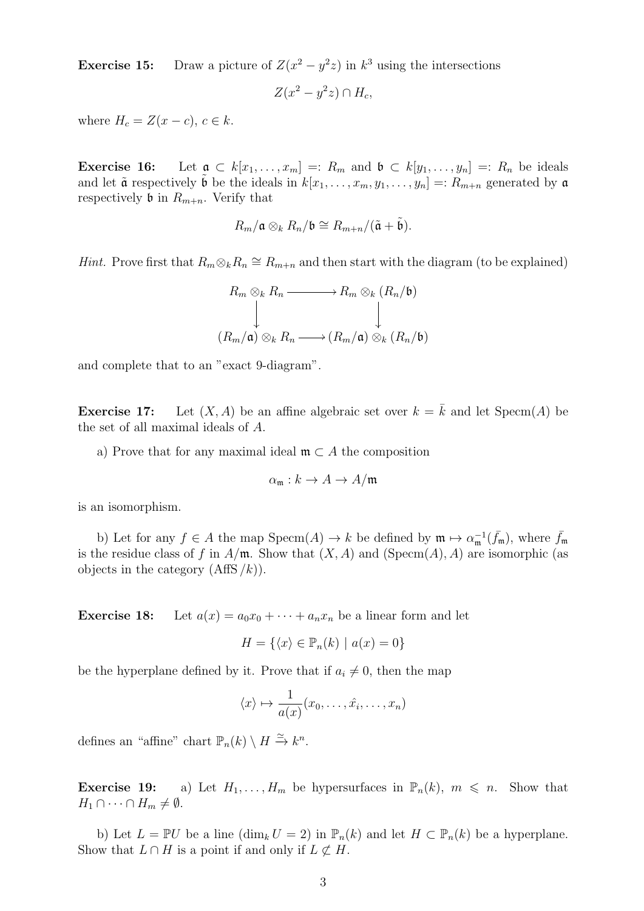**Exercise 15:** Draw a picture of $Z(x^2 - y^2 z)$ in $k^3$ using the intersections

$$Z(x^2 - y^2 z) \cap H_c,$$

where $H_c = Z(x - c)$, $c \in k$.

**Exercise 16:** Let $\mathfrak{a} \subset k[x_1, \dots, x_m] =: R_m$ and $\mathfrak{b} \subset k[y_1, \dots, y_n] =: R_n$ be ideals and let $\tilde{\mathfrak{a}}$ respectively $\tilde{\mathfrak{b}}$ be the ideals in $k[x_1, \dots, x_m, y_1, \dots, y_n] =: R_{m+n}$ generated by $\mathfrak{a}$ respectively $\mathfrak{b}$ in $R_{m+n}$. Verify that

$$R_m/\mathfrak{a} \otimes_k R_n/\mathfrak{b} \cong R_{m+n}/(\tilde{\mathfrak{a}} + \tilde{\mathfrak{b}}).$$

*Hint.* Prove first that $R_m \otimes_k R_n \cong R_{m+n}$ and then start with the diagram (to be explained)

$$\begin{array}{ccc} R_m \otimes_k R_n & \longrightarrow & R_m \otimes_k (R_n/\mathfrak{b}) \\ \downarrow & & \downarrow \\ (R_m/\mathfrak{a}) \otimes_k R_n & \longrightarrow & (R_m/\mathfrak{a}) \otimes_k (R_n/\mathfrak{b}) \end{array}$$

and complete that to an "exact 9-diagram".

**Exercise 17:** Let $(X, A)$ be an affine algebraic set over $k = \bar{k}$ and let $\operatorname{Specm}(A)$ be the set of all maximal ideals of $A$.

a) Prove that for any maximal ideal $\mathfrak{m} \subset A$ the composition

$$\alpha_{\mathfrak{m}} : k \to A \to A/\mathfrak{m}$$

is an isomorphism.

b) Let for any $f \in A$ the map $\operatorname{Specm}(A) \to k$ be defined by $\mathfrak{m} \mapsto \alpha_{\mathfrak{m}}^{-1}(\bar{f}_{\mathfrak{m}})$, where $\bar{f}_{\mathfrak{m}}$ is the residue class of $f$ in $A/\mathfrak{m}$. Show that $(X, A)$ and $(\operatorname{Specm}(A), A)$ are isomorphic (as objects in the category $(\mathrm{AffS}/k)$).

**Exercise 18:** Let $a(x) = a_0 x_0 + \cdots + a_n x_n$ be a linear form and let

$$H = \{\langle x \rangle \in \mathbb{P}_n(k) \mid a(x) = 0\}$$

be the hyperplane defined by it. Prove that if $a_i \neq 0$, then the map

$$\langle x \rangle \mapsto \frac{1}{a(x)}(x_0, \dots, \hat{x}_i, \dots, x_n)$$

defines an "affine" chart $\mathbb{P}_n(k) \setminus H \xrightarrow{\cong} k^n$.

**Exercise 19:** a) Let $H_1, \dots, H_m$ be hypersurfaces in $\mathbb{P}_n(k)$, $m \leqslant n$. Show that $H_1 \cap \cdots \cap H_m \neq \emptyset$.

b) Let $L = \mathbb{P}U$ be a line ($\dim_k U = 2$) in $\mathbb{P}_n(k)$ and let $H \subset \mathbb{P}_n(k)$ be a hyperplane. Show that $L \cap H$ is a point if and only if $L \not\subset H$.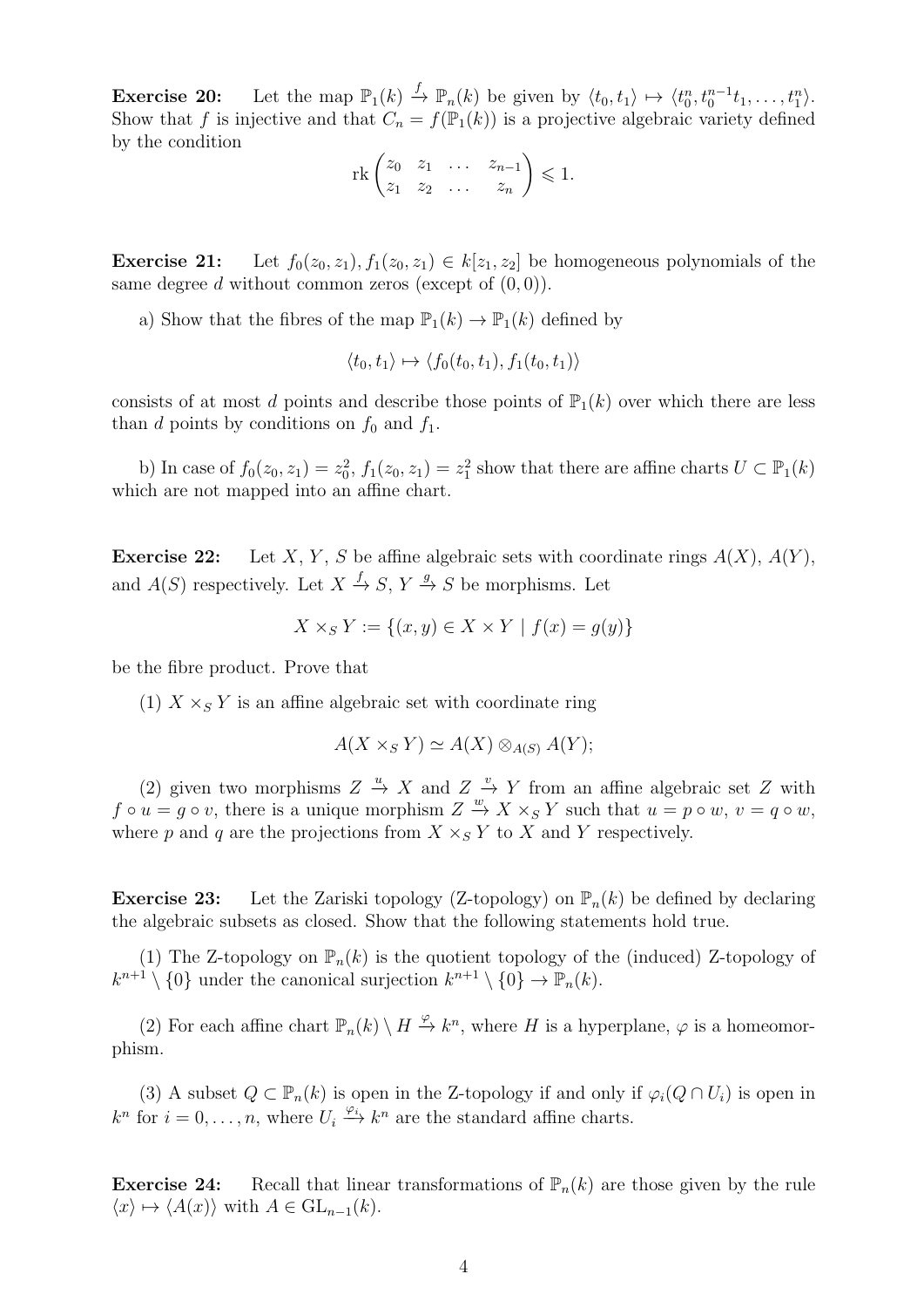**Exercise 20:** Let the map $\mathbb{P}_1(k) \xrightarrow{f} \mathbb{P}_n(k)$ be given by $\langle t_0, t_1 \rangle \mapsto \langle t_0^n, t_0^{n-1}t_1, \ldots, t_1^n \rangle$. Show that $f$ is injective and that $C_n = f(\mathbb{P}_1(k))$ is a projective algebraic variety defined by the condition

$$\operatorname{rk} \begin{pmatrix} z_0 & z_1 & \ldots & z_{n-1} \\ z_1 & z_2 & \ldots & z_n \end{pmatrix} \leqslant 1.$$

**Exercise 21:** Let $f_0(z_0, z_1), f_1(z_0, z_1) \in k[z_1, z_2]$ be homogeneous polynomials of the same degree $d$ without common zeros (except of $(0, 0)$).

a) Show that the fibres of the map $\mathbb{P}_1(k) \to \mathbb{P}_1(k)$ defined by

$$\langle t_0, t_1 \rangle \mapsto \langle f_0(t_0, t_1), f_1(t_0, t_1) \rangle$$

consists of at most $d$ points and describe those points of $\mathbb{P}_1(k)$ over which there are less than $d$ points by conditions on $f_0$ and $f_1$.

b) In case of $f_0(z_0, z_1) = z_0^2$, $f_1(z_0, z_1) = z_1^2$ show that there are affine charts $U \subset \mathbb{P}_1(k)$ which are not mapped into an affine chart.

**Exercise 22:** Let $X$, $Y$, $S$ be affine algebraic sets with coordinate rings $A(X)$, $A(Y)$, and $A(S)$ respectively. Let $X \xrightarrow{f} S$, $Y \xrightarrow{g} S$ be morphisms. Let

$$X \times_S Y := \{(x, y) \in X \times Y \mid f(x) = g(y)\}$$

be the fibre product. Prove that

(1) $X \times_S Y$ is an affine algebraic set with coordinate ring

$$A(X \times_S Y) \simeq A(X) \otimes_{A(S)} A(Y);$$

(2) given two morphisms $Z \xrightarrow{u} X$ and $Z \xrightarrow{v} Y$ from an affine algebraic set $Z$ with $f \circ u = g \circ v$, there is a unique morphism $Z \xrightarrow{w} X \times_S Y$ such that $u = p \circ w$, $v = q \circ w$, where $p$ and $q$ are the projections from $X \times_S Y$ to $X$ and $Y$ respectively.

**Exercise 23:** Let the Zariski topology (Z-topology) on $\mathbb{P}_n(k)$ be defined by declaring the algebraic subsets as closed. Show that the following statements hold true.

(1) The Z-topology on $\mathbb{P}_n(k)$ is the quotient topology of the (induced) Z-topology of $k^{n+1} \setminus \{0\}$ under the canonical surjection $k^{n+1} \setminus \{0\} \to \mathbb{P}_n(k)$.

(2) For each affine chart $\mathbb{P}_n(k) \setminus H \xrightarrow{\varphi} k^n$, where $H$ is a hyperplane, $\varphi$ is a homeomorphism.

(3) A subset $Q \subset \mathbb{P}_n(k)$ is open in the Z-topology if and only if $\varphi_i(Q \cap U_i)$ is open in $k^n$ for $i = 0, \ldots, n$, where $U_i \xrightarrow{\varphi_i} k^n$ are the standard affine charts.

**Exercise 24:** Recall that linear transformations of $\mathbb{P}_n(k)$ are those given by the rule $\langle x \rangle \mapsto \langle A(x) \rangle$ with $A \in \mathrm{GL}_{n-1}(k)$.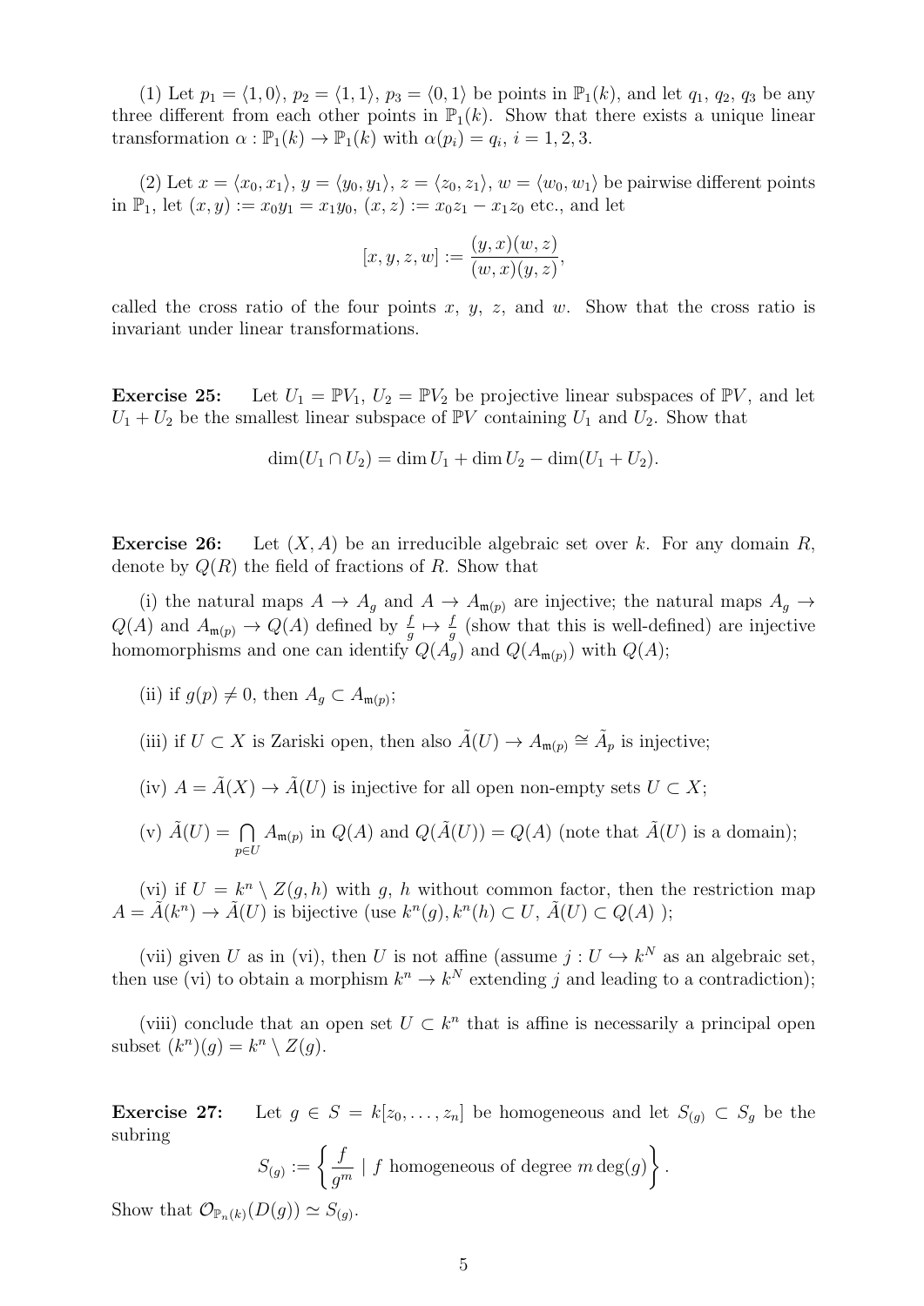(1) Let $p_1 = \langle 1, 0 \rangle$, $p_2 = \langle 1, 1 \rangle$, $p_3 = \langle 0, 1 \rangle$ be points in $\mathbb{P}_1(k)$, and let $q_1$, $q_2$, $q_3$ be any three different from each other points in $\mathbb{P}_1(k)$. Show that there exists a unique linear transformation $\alpha : \mathbb{P}_1(k) \to \mathbb{P}_1(k)$ with $\alpha(p_i) = q_i$, $i = 1, 2, 3$.

(2) Let $x = \langle x_0, x_1 \rangle$, $y = \langle y_0, y_1 \rangle$, $z = \langle z_0, z_1 \rangle$, $w = \langle w_0, w_1 \rangle$ be pairwise different points in $\mathbb{P}_1$, let $(x, y) := x_0 y_1 = x_1 y_0$, $(x, z) := x_0 z_1 - x_1 z_0$ etc., and let

$$[x, y, z, w] := \frac{(y, x)(w, z)}{(w, x)(y, z)},$$

called the cross ratio of the four points $x$, $y$, $z$, and $w$. Show that the cross ratio is invariant under linear transformations.

**Exercise 25:** Let $U_1 = \mathbb{P}V_1$, $U_2 = \mathbb{P}V_2$ be projective linear subspaces of $\mathbb{P}V$, and let $U_1 + U_2$ be the smallest linear subspace of $\mathbb{P}V$ containing $U_1$ and $U_2$. Show that

$$\dim(U_1 \cap U_2) = \dim U_1 + \dim U_2 - \dim(U_1 + U_2).$$

**Exercise 26:** Let $(X, A)$ be an irreducible algebraic set over $k$. For any domain $R$, denote by $Q(R)$ the field of fractions of $R$. Show that

(i) the natural maps $A \to A_g$ and $A \to A_{\mathfrak{m}(p)}$ are injective; the natural maps $A_g \to Q(A)$ and $A_{\mathfrak{m}(p)} \to Q(A)$ defined by $\frac{f}{g} \mapsto \frac{f}{g}$ (show that this is well-defined) are injective homomorphisms and one can identify $Q(A_g)$ and $Q(A_{\mathfrak{m}(p)})$ with $Q(A)$;

(ii) if $g(p) \neq 0$, then $A_g \subset A_{\mathfrak{m}(p)}$;

(iii) if $U \subset X$ is Zariski open, then also $\tilde{A}(U) \to A_{\mathfrak{m}(p)} \cong \tilde{A}_p$ is injective;

(iv) $A = \tilde{A}(X) \to \tilde{A}(U)$ is injective for all open non-empty sets $U \subset X$;

(v) $\tilde{A}(U) = \bigcap_{p \in U} A_{\mathfrak{m}(p)}$ in $Q(A)$ and $Q(\tilde{A}(U)) = Q(A)$ (note that $\tilde{A}(U)$ is a domain);

(vi) if $U = k^n \setminus Z(g, h)$ with $g$, $h$ without common factor, then the restriction map $A = \tilde{A}(k^n) \to \tilde{A}(U)$ is bijective (use $k^n(g), k^n(h) \subset U$, $\tilde{A}(U) \subset Q(A)$ );

(vii) given $U$ as in (vi), then $U$ is not affine (assume $j : U \hookrightarrow k^N$ as an algebraic set, then use (vi) to obtain a morphism $k^n \to k^N$ extending $j$ and leading to a contradiction);

(viii) conclude that an open set $U \subset k^n$ that is affine is necessarily a principal open subset $(k^n)(g) = k^n \setminus Z(g)$.

**Exercise 27:** Let $g \in S = k[z_0, \ldots, z_n]$ be homogeneous and let $S_{(g)} \subset S_g$ be the subring

$$S_{(g)} := \left\{ \frac{f}{g^m} \mid f \text{ homogeneous of degree } m \deg(g) \right\}.$$

Show that $\mathcal{O}_{\mathbb{P}_n(k)}(D(g)) \simeq S_{(g)}$.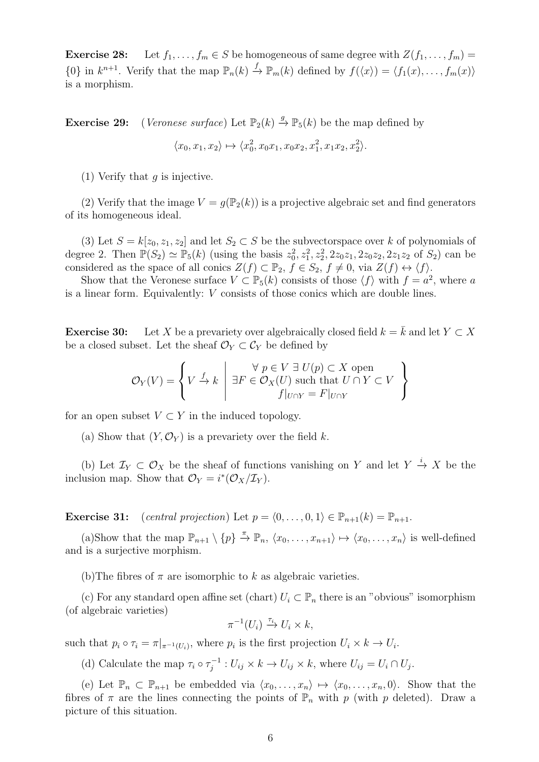**Exercise 28:** Let $f_1, \ldots, f_m \in S$ be homogeneous of same degree with $Z(f_1, \ldots, f_m) = \{0\}$ in $k^{n+1}$. Verify that the map $\mathbb{P}_n(k) \xrightarrow{f} \mathbb{P}_m(k)$ defined by $f(\langle x \rangle) = \langle f_1(x), \ldots, f_m(x) \rangle$ is a morphism.

**Exercise 29:** (*Veronese surface*) Let $\mathbb{P}_2(k) \xrightarrow{g} \mathbb{P}_5(k)$ be the map defined by

$$\langle x_0, x_1, x_2 \rangle \mapsto \langle x_0^2, x_0 x_1, x_0 x_2, x_1^2, x_1 x_2, x_2^2 \rangle.$$

(1) Verify that $g$ is injective.

(2) Verify that the image $V = g(\mathbb{P}_2(k))$ is a projective algebraic set and find generators of its homogeneous ideal.

(3) Let $S = k[z_0, z_1, z_2]$ and let $S_2 \subset S$ be the subvectorspace over $k$ of polynomials of degree 2. Then $\mathbb{P}(S_2) \simeq \mathbb{P}_5(k)$ (using the basis $z_0^2, z_1^2, z_2^2, 2z_0z_1, 2z_0z_2, 2z_1z_2$ of $S_2$) can be considered as the space of all conics $Z(f) \subset \mathbb{P}_2$, $f \in S_2$, $f \neq 0$, via $Z(f) \leftrightarrow \langle f \rangle$.

Show that the Veronese surface $V \subset \mathbb{P}_5(k)$ consists of those $\langle f \rangle$ with $f = a^2$, where $a$ is a linear form. Equivalently: $V$ consists of those conics which are double lines.

**Exercise 30:** Let $X$ be a prevariety over algebraically closed field $k = \bar{k}$ and let $Y \subset X$ be a closed subset. Let the sheaf $\mathcal{O}_Y \subset \mathcal{C}_Y$ be defined by

$$\mathcal{O}_Y(V) = \left\{ V \xrightarrow{f} k \;\middle|\; \begin{array}{c} \forall\, p \in V \ \exists\, U(p) \subset X \text{ open} \\ \exists F \in \mathcal{O}_X(U) \text{ such that } U \cap Y \subset V \\ f|_{U \cap Y} = F|_{U \cap Y} \end{array} \right\}$$

for an open subset $V \subset Y$ in the induced topology.

(a) Show that $(Y, \mathcal{O}_Y)$ is a prevariety over the field $k$.

(b) Let $\mathcal{I}_Y \subset \mathcal{O}_X$ be the sheaf of functions vanishing on $Y$ and let $Y \xrightarrow{i} X$ be the inclusion map. Show that $\mathcal{O}_Y = i^*(\mathcal{O}_X / \mathcal{I}_Y)$.

**Exercise 31:** (*central projection*) Let $p = \langle 0, \ldots, 0, 1 \rangle \in \mathbb{P}_{n+1}(k) = \mathbb{P}_{n+1}$.

(a)Show that the map $\mathbb{P}_{n+1} \setminus \{p\} \xrightarrow{\pi} \mathbb{P}_n$, $\langle x_0, \ldots, x_{n+1} \rangle \mapsto \langle x_0, \ldots, x_n \rangle$ is well-defined and is a surjective morphism.

(b)The fibres of $\pi$ are isomorphic to $k$ as algebraic varieties.

(c) For any standard open affine set (chart) $U_i \subset \mathbb{P}_n$ there is an "obvious" isomorphism (of algebraic varieties)

$$\pi^{-1}(U_i) \xrightarrow{\tau_i} U_i \times k,$$

such that $p_i \circ \tau_i = \pi|_{\pi^{-1}(U_i)}$, where $p_i$ is the first projection $U_i \times k \to U_i$.

(d) Calculate the map $\tau_i \circ \tau_j^{-1} : U_{ij} \times k \to U_{ij} \times k$, where $U_{ij} = U_i \cap U_j$.

(e) Let $\mathbb{P}_n \subset \mathbb{P}_{n+1}$ be embedded via $\langle x_0, \ldots, x_n \rangle \mapsto \langle x_0, \ldots, x_n, 0 \rangle$. Show that the fibres of $\pi$ are the lines connecting the points of $\mathbb{P}_n$ with $p$ (with $p$ deleted). Draw a picture of this situation.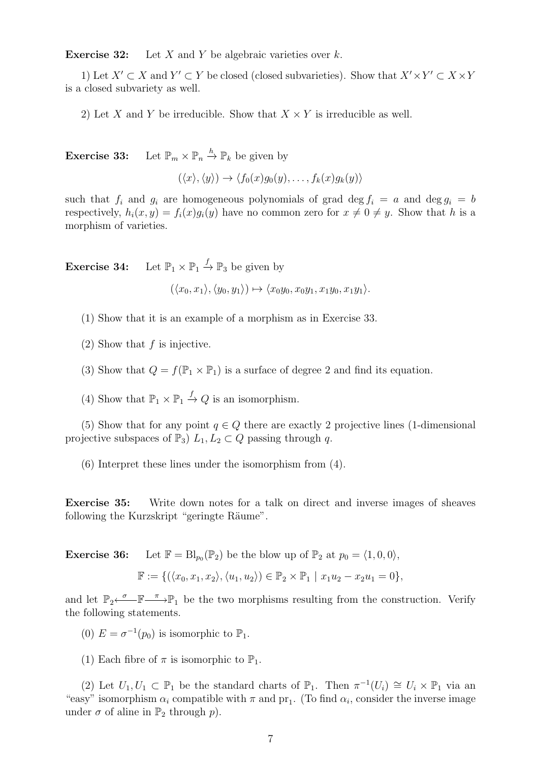**Exercise 32:** Let $X$ and $Y$ be algebraic varieties over $k$.

1) Let $X' \subset X$ and $Y' \subset Y$ be closed (closed subvarieties). Show that $X' \times Y' \subset X \times Y$ is a closed subvariety as well.

2) Let $X$ and $Y$ be irreducible. Show that $X \times Y$ is irreducible as well.

**Exercise 33:** Let $\mathbb{P}_m \times \mathbb{P}_n \xrightarrow{h} \mathbb{P}_k$ be given by

$$(\langle x \rangle, \langle y \rangle) \to \langle f_0(x)g_0(y), \ldots, f_k(x)g_k(y) \rangle$$

such that $f_i$ and $g_i$ are homogeneous polynomials of grad $\deg f_i = a$ and $\deg g_i = b$ respectively, $h_i(x, y) = f_i(x)g_i(y)$ have no common zero for $x \neq 0 \neq y$. Show that $h$ is a morphism of varieties.

**Exercise 34:** Let $\mathbb{P}_1 \times \mathbb{P}_1 \xrightarrow{f} \mathbb{P}_3$ be given by

$$(\langle x_0, x_1 \rangle, \langle y_0, y_1 \rangle) \mapsto \langle x_0 y_0, x_0 y_1, x_1 y_0, x_1 y_1 \rangle.$$

(1) Show that it is an example of a morphism as in Exercise 33.

(2) Show that $f$ is injective.

(3) Show that $Q = f(\mathbb{P}_1 \times \mathbb{P}_1)$ is a surface of degree 2 and find its equation.

(4) Show that $\mathbb{P}_1 \times \mathbb{P}_1 \xrightarrow{f} Q$ is an isomorphism.

(5) Show that for any point $q \in Q$ there are exactly 2 projective lines (1-dimensional projective subspaces of $\mathbb{P}_3$) $L_1, L_2 \subset Q$ passing through $q$.

(6) Interpret these lines under the isomorphism from (4).

**Exercise 35:** Write down notes for a talk on direct and inverse images of sheaves following the Kurzskript "geringte Räume".

**Exercise 36:** Let $\mathbb{F} = \mathrm{Bl}_{p_0}(\mathbb{P}_2)$ be the blow up of $\mathbb{P}_2$ at $p_0 = \langle 1, 0, 0 \rangle$,

$$\mathbb{F} := \{(\langle x_0, x_1, x_2 \rangle, \langle u_1, u_2 \rangle) \in \mathbb{P}_2 \times \mathbb{P}_1 \mid x_1 u_2 - x_2 u_1 = 0\},$$

and let $\mathbb{P}_2 \xleftarrow{\sigma} \mathbb{F} \xrightarrow{\pi} \mathbb{P}_1$ be the two morphisms resulting from the construction. Verify the following statements.

(0) $E = \sigma^{-1}(p_0)$ is isomorphic to $\mathbb{P}_1$.

(1) Each fibre of $\pi$ is isomorphic to $\mathbb{P}_1$.

(2) Let $U_1, U_1 \subset \mathbb{P}_1$ be the standard charts of $\mathbb{P}_1$. Then $\pi^{-1}(U_i) \cong U_i \times \mathbb{P}_1$ via an "easy" isomorphism $\alpha_i$ compatible with $\pi$ and $\mathrm{pr}_1$. (To find $\alpha_i$, consider the inverse image under $\sigma$ of aline in $\mathbb{P}_2$ through $p$).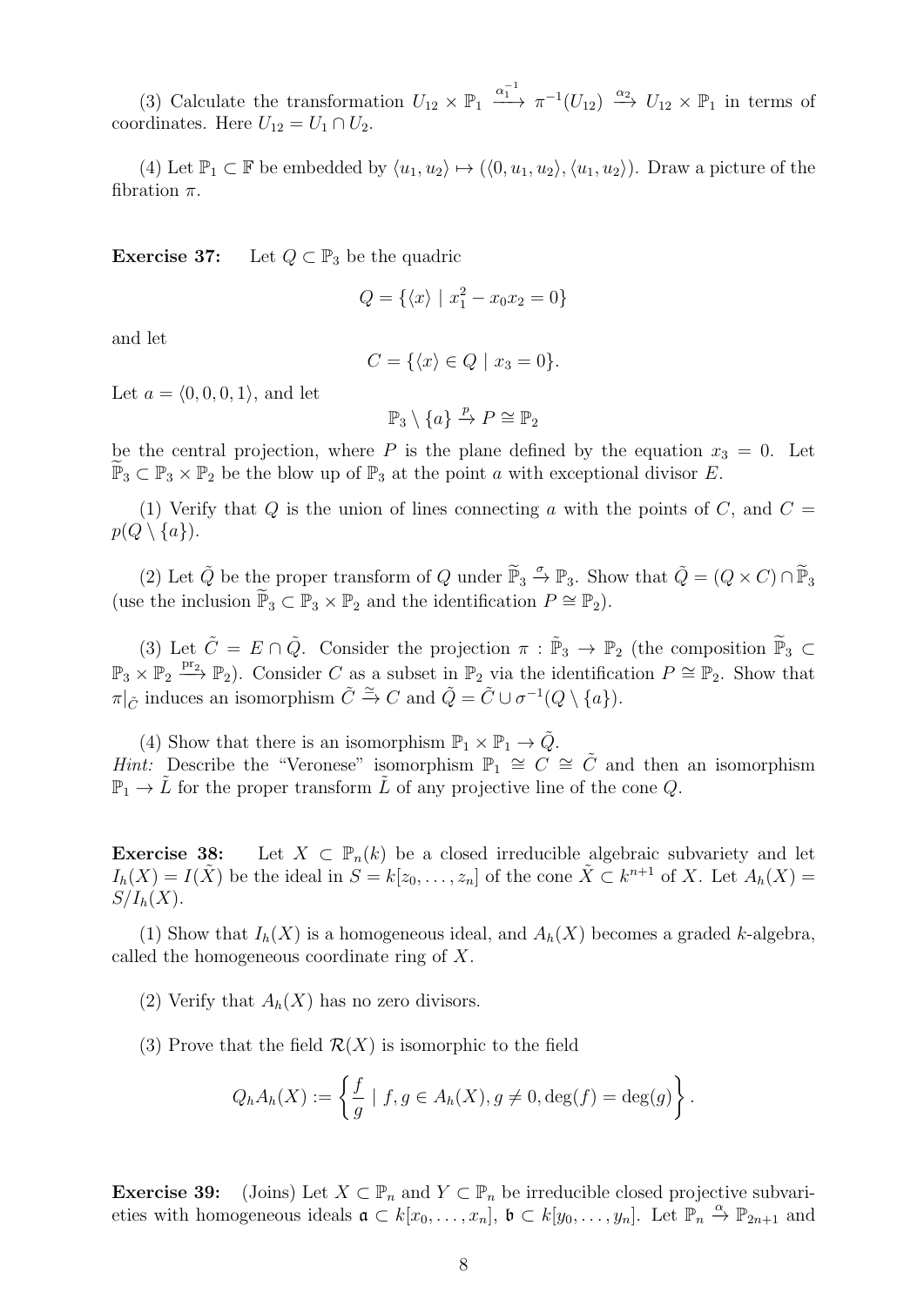(3) Calculate the transformation $U_{12} \times \mathbb{P}_1 \xrightarrow{\alpha_1^{-1}} \pi^{-1}(U_{12}) \xrightarrow{\alpha_2} U_{12} \times \mathbb{P}_1$ in terms of coordinates. Here $U_{12} = U_1 \cap U_2$.

(4) Let $\mathbb{P}_1 \subset \mathbb{F}$ be embedded by $\langle u_1, u_2 \rangle \mapsto (\langle 0, u_1, u_2 \rangle, \langle u_1, u_2 \rangle)$. Draw a picture of the fibration $\pi$.

**Exercise 37:** Let $Q \subset \mathbb{P}_3$ be the quadric

$$Q = \{\langle x \rangle \mid x_1^2 - x_0 x_2 = 0\}$$

and let

$$C = \{\langle x \rangle \in Q \mid x_3 = 0\}.$$

Let $a = \langle 0, 0, 0, 1 \rangle$, and let

$$\mathbb{P}_3 \setminus \{a\} \xrightarrow{p} P \cong \mathbb{P}_2$$

be the central projection, where $P$ is the plane defined by the equation $x_3 = 0$. Let $\widetilde{\mathbb{P}}_3 \subset \mathbb{P}_3 \times \mathbb{P}_2$ be the blow up of $\mathbb{P}_3$ at the point $a$ with exceptional divisor $E$.

(1) Verify that $Q$ is the union of lines connecting $a$ with the points of $C$, and $C = p(Q \setminus \{a\})$.

(2) Let $\tilde{Q}$ be the proper transform of $Q$ under $\widetilde{\mathbb{P}}_3 \xrightarrow{\sigma} \mathbb{P}_3$. Show that $\tilde{Q} = (Q \times C) \cap \widetilde{\mathbb{P}}_3$ (use the inclusion $\widetilde{\mathbb{P}}_3 \subset \mathbb{P}_3 \times \mathbb{P}_2$ and the identification $P \cong \mathbb{P}_2$).

(3) Let $\tilde{C} = E \cap \tilde{Q}$. Consider the projection $\pi : \tilde{\mathbb{P}}_3 \to \mathbb{P}_2$ (the composition $\widetilde{\mathbb{P}}_3 \subset \mathbb{P}_3 \times \mathbb{P}_2 \xrightarrow{\mathrm{pr}_2} \mathbb{P}_2$). Consider $C$ as a subset in $\mathbb{P}_2$ via the identification $P \cong \mathbb{P}_2$. Show that $\pi|_{\tilde{C}}$ induces an isomorphism $\tilde{C} \xrightarrow{\cong} C$ and $\tilde{Q} = \tilde{C} \cup \sigma^{-1}(Q \setminus \{a\})$.

(4) Show that there is an isomorphism $\mathbb{P}_1 \times \mathbb{P}_1 \to \tilde{Q}$.
*Hint:* Describe the "Veronese" isomorphism $\mathbb{P}_1 \cong C \cong \tilde{C}$ and then an isomorphism $\mathbb{P}_1 \to \tilde{L}$ for the proper transform $\tilde{L}$ of any projective line of the cone $Q$.

**Exercise 38:** Let $X \subset \mathbb{P}_n(k)$ be a closed irreducible algebraic subvariety and let $I_h(X) = I(\tilde{X})$ be the ideal in $S = k[z_0, \ldots, z_n]$ of the cone $\tilde{X} \subset k^{n+1}$ of $X$. Let $A_h(X) = S/I_h(X)$.

(1) Show that $I_h(X)$ is a homogeneous ideal, and $A_h(X)$ becomes a graded $k$-algebra, called the homogeneous coordinate ring of $X$.

(2) Verify that $A_h(X)$ has no zero divisors.

(3) Prove that the field $\mathcal{R}(X)$ is isomorphic to the field

$$Q_h A_h(X) := \left\{ \frac{f}{g} \mid f, g \in A_h(X), g \neq 0, \deg(f) = \deg(g) \right\}.$$

**Exercise 39:** (Joins) Let $X \subset \mathbb{P}_n$ and $Y \subset \mathbb{P}_n$ be irreducible closed projective subvarieties with homogeneous ideals $\mathfrak{a} \subset k[x_0, \ldots, x_n]$, $\mathfrak{b} \subset k[y_0, \ldots, y_n]$. Let $\mathbb{P}_n \xrightarrow{\alpha} \mathbb{P}_{2n+1}$ and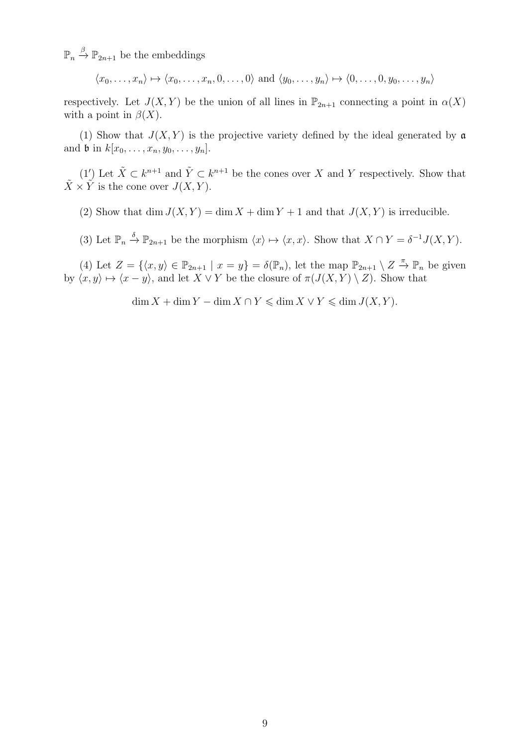$\mathbb{P}_n \xrightarrow{\beta} \mathbb{P}_{2n+1}$ be the embeddings

$$\langle x_0, \ldots, x_n \rangle \mapsto \langle x_0, \ldots, x_n, 0, \ldots, 0 \rangle \text{ and } \langle y_0, \ldots, y_n \rangle \mapsto \langle 0, \ldots, 0, y_0, \ldots, y_n \rangle$$

respectively. Let $J(X, Y)$ be the union of all lines in $\mathbb{P}_{2n+1}$ connecting a point in $\alpha(X)$ with a point in $\beta(X)$.

(1) Show that $J(X, Y)$ is the projective variety defined by the ideal generated by $\mathfrak{a}$ and $\mathfrak{b}$ in $k[x_0, \ldots, x_n, y_0, \ldots, y_n]$.

(1′) Let $\tilde{X} \subset k^{n+1}$ and $\tilde{Y} \subset k^{n+1}$ be the cones over $X$ and $Y$ respectively. Show that $\tilde{X} \times \tilde{Y}$ is the cone over $J(X, Y)$.

(2) Show that $\dim J(X, Y) = \dim X + \dim Y + 1$ and that $J(X, Y)$ is irreducible.

(3) Let $\mathbb{P}_n \xrightarrow{\delta} \mathbb{P}_{2n+1}$ be the morphism $\langle x \rangle \mapsto \langle x, x \rangle$. Show that $X \cap Y = \delta^{-1} J(X, Y)$.

(4) Let $Z = \{\langle x, y \rangle \in \mathbb{P}_{2n+1} \mid x = y\} = \delta(\mathbb{P}_n)$, let the map $\mathbb{P}_{2n+1} \setminus Z \xrightarrow{\pi} \mathbb{P}_n$ be given by $\langle x, y \rangle \mapsto \langle x - y \rangle$, and let $X \vee Y$ be the closure of $\pi(J(X, Y) \setminus Z)$. Show that

$$\dim X + \dim Y - \dim X \cap Y \leqslant \dim X \vee Y \leqslant \dim J(X, Y).$$